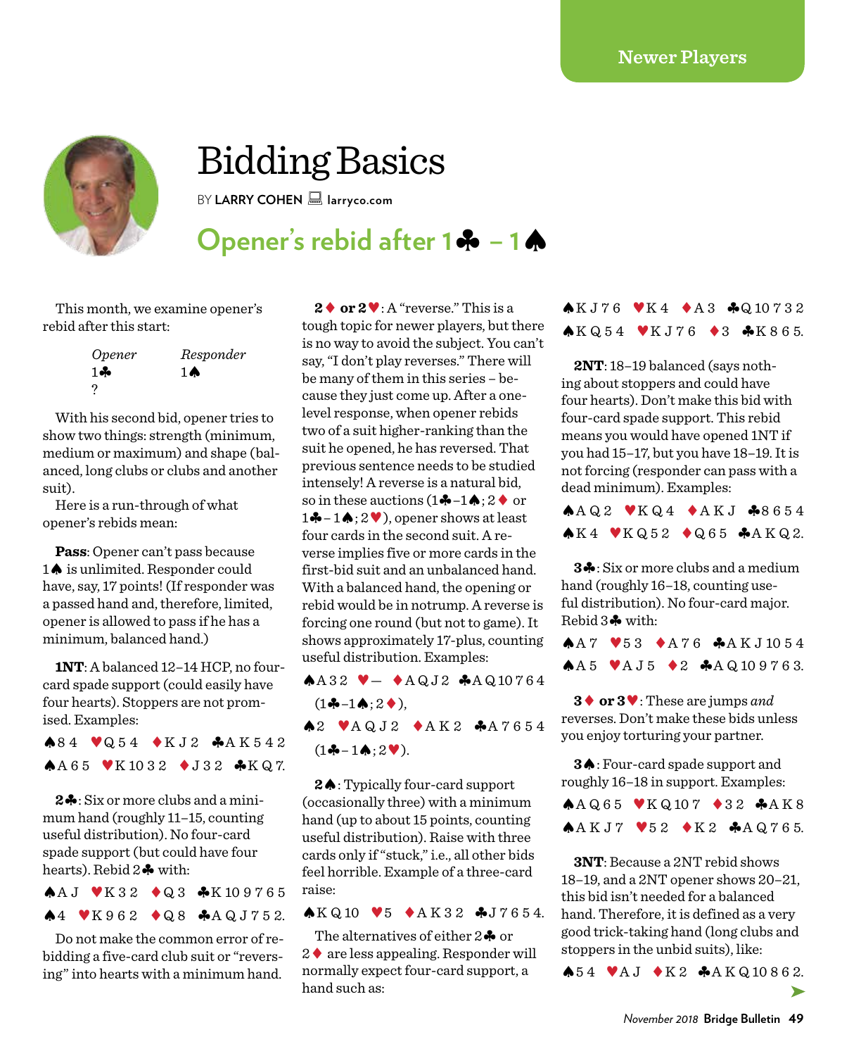# Bidding Basics

BY **LARRY COHEN** larryco.com

## Opener's rebid after 1♣ – 1♠

This month, we examine opener's rebid after this start:

| *Opener* | *Responder* |
|---|---|
| 1♣ | 1♠ |
| ? | |

With his second bid, opener tries to show two things: strength (minimum, medium or maximum) and shape (balanced, long clubs or clubs and another suit).

Here is a run-through of what opener's rebids mean:

**Pass**: Opener can't pass because 1♠ is unlimited. Responder could have, say, 17 points! (If responder was a passed hand and, therefore, limited, opener is allowed to pass if he has a minimum, balanced hand.)

**1NT**: A balanced 12–14 HCP, no four-card spade support (could easily have four hearts). Stoppers are not promised. Examples:

♠8 4 ♥Q 5 4 ♦K J 2 ♣A K 5 4 2
♠A 6 5 ♥K 10 3 2 ♦J 3 2 ♣K Q 7.

**2♣**: Six or more clubs and a minimum hand (roughly 11–15, counting useful distribution). No four-card spade support (but could have four hearts). Rebid 2♣ with:

♠A J ♥K 3 2 ♦Q 3 ♣K 10 9 7 6 5
♠4 ♥K 9 6 2 ♦Q 8 ♣A Q J 7 5 2.

Do not make the common error of rebidding a five-card club suit or "reversing" into hearts with a minimum hand.

**2♦ or 2♥**: A "reverse." This is a tough topic for newer players, but there is no way to avoid the subject. You can't say, "I don't play reverses." There will be many of them in this series – because they just come up. After a one-level response, when opener rebids two of a suit higher-ranking than the suit he opened, he has reversed. That previous sentence needs to be studied intensely! A reverse is a natural bid, so in these auctions (1♣–1♠; 2♦ or 1♣ – 1♠; 2♥), opener shows at least four cards in the second suit. A reverse implies five or more cards in the first-bid suit and an unbalanced hand. With a balanced hand, the opening or rebid would be in notrump. A reverse is forcing one round (but not to game). It shows approximately 17-plus, counting useful distribution. Examples:

♠A 3 2 ♥— ♦A Q J 2 ♣A Q 10 7 6 4
(1♣–1♠; 2♦),

♠2 ♥A Q J 2 ♦A K 2 ♣A 7 6 5 4
(1♣ – 1♠; 2♥).

**2♠**: Typically four-card support (occasionally three) with a minimum hand (up to about 15 points, counting useful distribution). Raise with three cards only if "stuck," i.e., all other bids feel horrible. Example of a three-card raise:

♠K Q 10 ♥5 ♦A K 3 2 ♣J 7 6 5 4.

The alternatives of either 2♣ or 2♦ are less appealing. Responder will normally expect four-card support, a hand such as:

♠K J 7 6 ♥K 4 ♦A 3 ♣Q 10 7 3 2
♠K Q 5 4 ♥K J 7 6 ♦3 ♣K 8 6 5.

**2NT**: 18–19 balanced (says nothing about stoppers and could have four hearts). Don't make this bid with four-card spade support. This rebid means you would have opened 1NT if you had 15–17, but you have 18–19. It is not forcing (responder can pass with a dead minimum). Examples:

♠A Q 2 ♥K Q 4 ♦A K J ♣8 6 5 4
♠K 4 ♥K Q 5 2 ♦Q 6 5 ♣A K Q 2.

**3♣**: Six or more clubs and a medium hand (roughly 16–18, counting useful distribution). No four-card major. Rebid 3♣ with:

♠A 7 ♥5 3 ♦A 7 6 ♣A K J 10 5 4
♠A 5 ♥A J 5 ♦2 ♣A Q 10 9 7 6 3.

**3♦ or 3♥**: These are jumps *and* reverses. Don't make these bids unless you enjoy torturing your partner.

**3♠**: Four-card spade support and roughly 16–18 in support. Examples:

♠A Q 6 5 ♥K Q 10 7 ♦3 2 ♣A K 8
♠A K J 7 ♥5 2 ♦K 2 ♣A Q 7 6 5.

**3NT**: Because a 2NT rebid shows 18–19, and a 2NT opener shows 20–21, this bid isn't needed for a balanced hand. Therefore, it is defined as a very good trick-taking hand (long clubs and stoppers in the unbid suits), like:

♠5 4 ♥A J ♦K 2 ♣A K Q 10 8 6 2.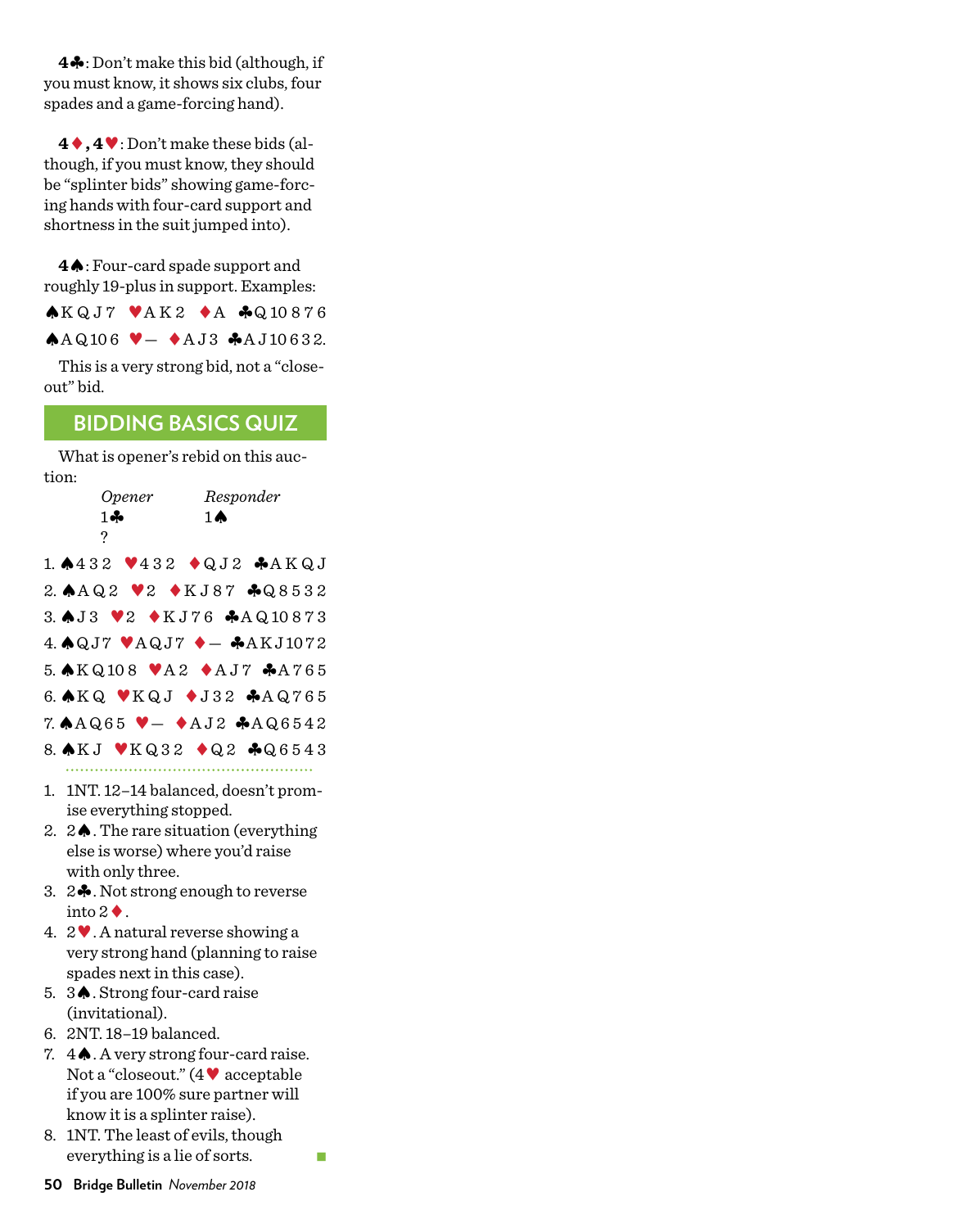**4♣**: Don't make this bid (although, if you must know, it shows six clubs, four spades and a game-forcing hand).

**4♦, 4♥**: Don't make these bids (although, if you must know, they should be "splinter bids" showing game-forcing hands with four-card support and shortness in the suit jumped into).

**4♠**: Four-card spade support and roughly 19-plus in support. Examples:

♠K Q J 7 ♥A K 2 ♦A ♣Q 10 8 7 6

♠A Q 10 6 ♥— ♦A J 3 ♣A J 10 6 3 2.

This is a very strong bid, not a "closeout" bid.

## BIDDING BASICS QUIZ

What is opener's rebid on this auction:

| *Opener* | *Responder* |
|---|---|
| 1♣ | 1♠ |
| ? | |

1. ♠4 3 2 ♥4 3 2 ♦Q J 2 ♣A K Q J
2. ♠A Q 2 ♥2 ♦K J 8 7 ♣Q 8 5 3 2
3. ♠J 3 ♥2 ♦K J 7 6 ♣A Q 10 8 7 3
4. ♠Q J 7 ♥A Q J 7 ♦— ♣A K J 10 7 2
5. ♠K Q 10 8 ♥A 2 ♦A J 7 ♣A 7 6 5
6. ♠K Q ♥K Q J ♦J 3 2 ♣A Q 7 6 5
7. ♠A Q 6 5 ♥— ♦A J 2 ♣A Q 6 5 4 2
8. ♠K J ♥K Q 3 2 ♦Q 2 ♣Q 6 5 4 3

---

1. 1NT. 12–14 balanced, doesn't promise everything stopped.
2. 2♠. The rare situation (everything else is worse) where you'd raise with only three.
3. 2♣. Not strong enough to reverse into 2♦.
4. 2♥. A natural reverse showing a very strong hand (planning to raise spades next in this case).
5. 3♠. Strong four-card raise (invitational).
6. 2NT. 18–19 balanced.
7. 4♠. A very strong four-card raise. Not a "closeout." (4♥ acceptable if you are 100% sure partner will know it is a splinter raise).
8. 1NT. The least of evils, though everything is a lie of sorts.